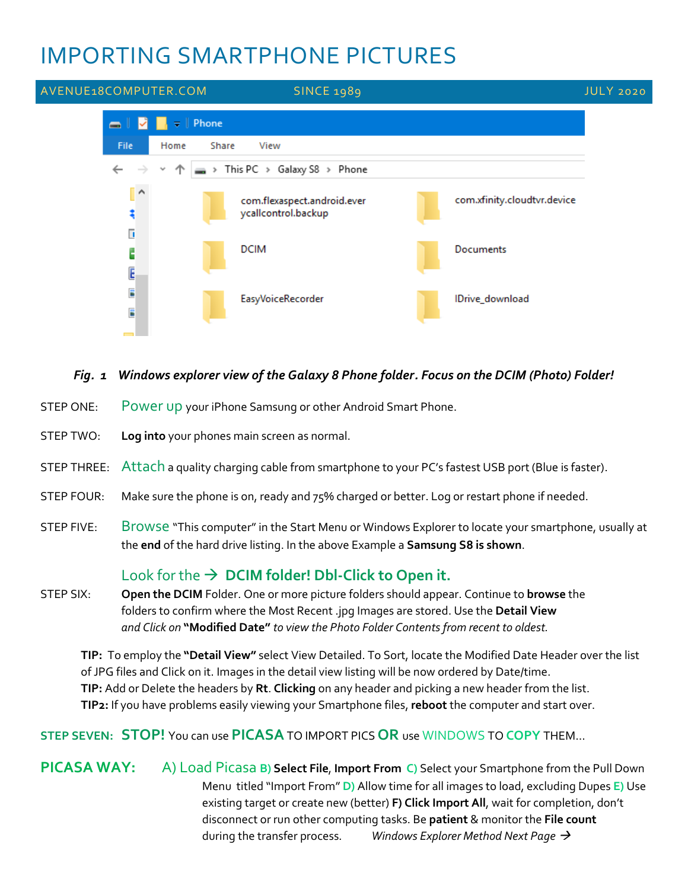# IMPORTING SMARTPHONE PICTURES

AVENUE18COMPUTER.COM SINCE 1989 JULY 2020

***Fig. 1 Windows explorer view of the Galaxy 8 Phone folder. Focus on the DCIM (Photo) Folder!***

STEP ONE: Power up your iPhone Samsung or other Android Smart Phone.

STEP TWO: **Log into** your phones main screen as normal.

STEP THREE: Attach a quality charging cable from smartphone to your PC's fastest USB port (Blue is faster).

STEP FOUR: Make sure the phone is on, ready and 75% charged or better. Log or restart phone if needed.

STEP FIVE: Browse "This computer" in the Start Menu or Windows Explorer to locate your smartphone, usually at the **end** of the hard drive listing. In the above Example a **Samsung S8 is shown**.

Look for the → **DCIM folder! Dbl-Click to Open it.**

STEP SIX: **Open the DCIM** Folder. One or more picture folders should appear. Continue to **browse** the folders to confirm where the Most Recent .jpg Images are stored. Use the **Detail View** *and Click on* **"Modified Date"** *to view the Photo Folder Contents from recent to oldest.*

**TIP:** To employ the **"Detail View"** select View Detailed. To Sort, locate the Modified Date Header over the list of JPG files and Click on it. Images in the detail view listing will be now ordered by Date/time.
**TIP:** Add or Delete the headers by **Rt. Clicking** on any header and picking a new header from the list.
**TIP2:** If you have problems easily viewing your Smartphone files, **reboot** the computer and start over.

**STEP SEVEN: STOP!** You can use **PICASA** TO IMPORT PICS **OR** use WINDOWS TO **COPY** THEM...

**PICASA WAY:** A) Load Picasa **B) Select File, Import From C)** Select your Smartphone from the Pull Down Menu titled "Import From" **D)** Allow time for all images to load, excluding Dupes **E)** Use existing target or create new (better) **F) Click Import All**, wait for completion, don't disconnect or run other computing tasks. Be **patient** & monitor the **File count** during the transfer process. *Windows Explorer Method Next Page →*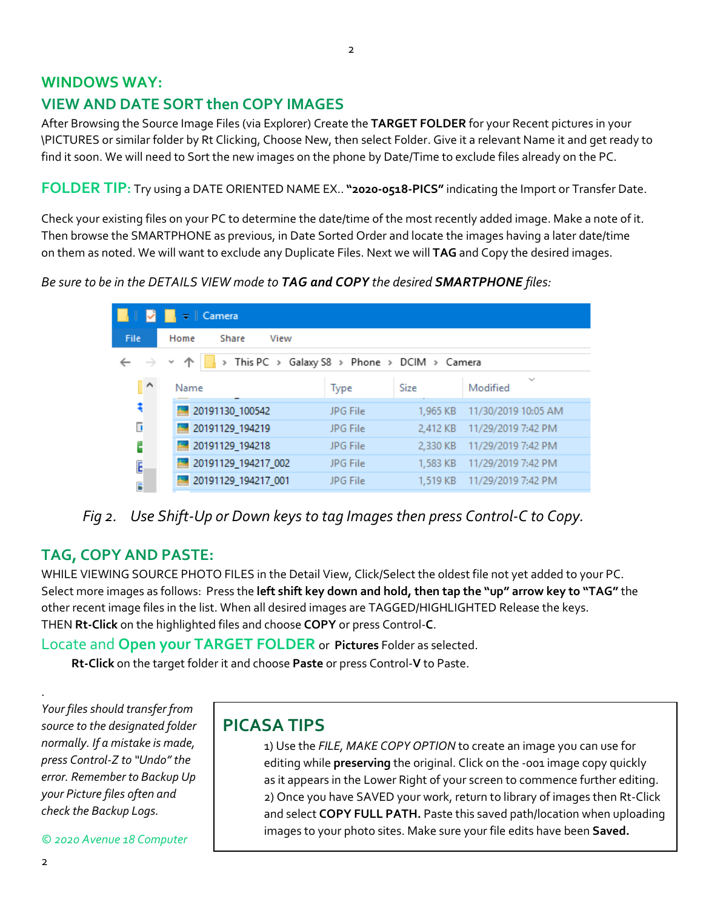## WINDOWS WAY:
## VIEW AND DATE SORT then COPY IMAGES

After Browsing the Source Image Files (via Explorer) Create the **TARGET FOLDER** for your Recent pictures in your \PICTURES or similar folder by Rt Clicking, Choose New, then select Folder. Give it a relevant Name it and get ready to find it soon. We will need to Sort the new images on the phone by Date/Time to exclude files already on the PC.

**FOLDER TIP:** Try using a DATE ORIENTED NAME EX.. **"2020-0518-PICS"** indicating the Import or Transfer Date.

Check your existing files on your PC to determine the date/time of the most recently added image. Make a note of it. Then browse the SMARTPHONE as previous, in Date Sorted Order and locate the images having a later date/time on them as noted. We will want to exclude any Duplicate Files. Next we will **TAG** and Copy the desired images.

*Be sure to be in the DETAILS VIEW mode to **TAG and COPY** the desired **SMARTPHONE** files:*

Camera

File | Home | Share | View

This PC › Galaxy S8 › Phone › DCIM › Camera

| Name | Type | Size | Modified |
|---|---|---|---|
| 20191130_100542 | JPG File | 1,965 KB | 11/30/2019 10:05 AM |
| 20191129_194219 | JPG File | 2,412 KB | 11/29/2019 7:42 PM |
| 20191129_194218 | JPG File | 2,330 KB | 11/29/2019 7:42 PM |
| 20191129_194217_002 | JPG File | 1,583 KB | 11/29/2019 7:42 PM |
| 20191129_194217_001 | JPG File | 1,519 KB | 11/29/2019 7:42 PM |

*Fig 2. Use Shift-Up or Down keys to tag Images then press Control-C to Copy.*

## TAG, COPY AND PASTE:

WHILE VIEWING SOURCE PHOTO FILES in the Detail View, Click/Select the oldest file not yet added to your PC. Select more images as follows: Press the **left shift key down and hold, then tap the "up" arrow key to "TAG"** the other recent image files in the list. When all desired images are TAGGED/HIGHLIGHTED Release the keys.
THEN **Rt-Click** on the highlighted files and choose **COPY** or press Control-**C**.

Locate and **Open your TARGET FOLDER** or **Pictures** Folder as selected.

**Rt-Click** on the target folder it and choose **Paste** or press Control-**V** to Paste.

*Your files should transfer from source to the designated folder normally. If a mistake is made, press Control-Z to "Undo" the error. Remember to Backup Up your Picture files often and check the Backup Logs.*

*© 2020 Avenue 18 Computer*

## PICASA TIPS

1) Use the *FILE, MAKE COPY OPTION* to create an image you can use for editing while **preserving** the original. Click on the -001 image copy quickly as it appears in the Lower Right of your screen to commence further editing.
2) Once you have SAVED your work, return to library of images then Rt-Click and select **COPY FULL PATH.** Paste this saved path/location when uploading images to your photo sites. Make sure your file edits have been **Saved.**